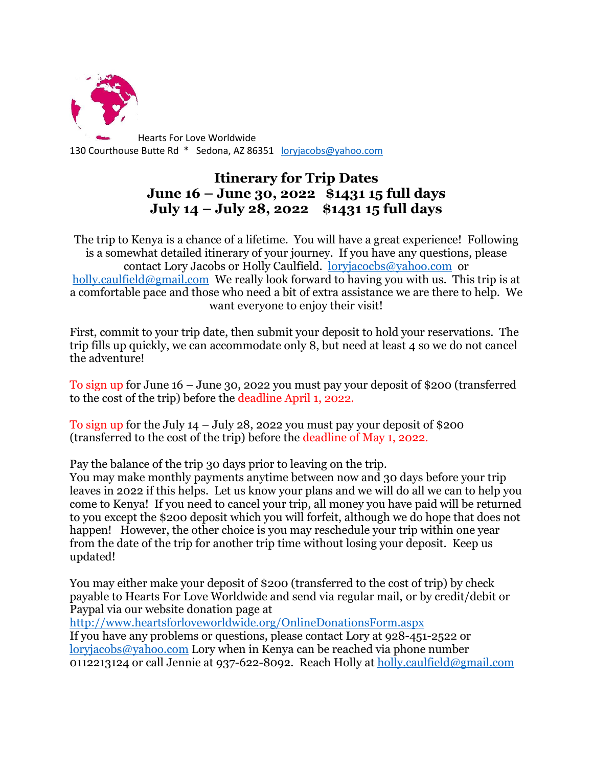Hearts For Love Worldwide
130 Courthouse Butte Rd * Sedona, AZ 86351 loryjacobs@yahoo.com

# Itinerary for Trip Dates
## June 16 – June 30, 2022 $1431 15 full days
## July 14 – July 28, 2022 $1431 15 full days

The trip to Kenya is a chance of a lifetime. You will have a great experience! Following is a somewhat detailed itinerary of your journey. If you have any questions, please contact Lory Jacobs or Holly Caulfield. loryjacocbs@yahoo.com or holly.caulfield@gmail.com We really look forward to having you with us. This trip is at a comfortable pace and those who need a bit of extra assistance we are there to help. We want everyone to enjoy their visit!

First, commit to your trip date, then submit your deposit to hold your reservations. The trip fills up quickly, we can accommodate only 8, but need at least 4 so we do not cancel the adventure!

To sign up for June 16 – June 30, 2022 you must pay your deposit of $200 (transferred to the cost of the trip) before the deadline April 1, 2022.

To sign up for the July 14 – July 28, 2022 you must pay your deposit of $200 (transferred to the cost of the trip) before the deadline of May 1, 2022.

Pay the balance of the trip 30 days prior to leaving on the trip.
You may make monthly payments anytime between now and 30 days before your trip leaves in 2022 if this helps. Let us know your plans and we will do all we can to help you come to Kenya! If you need to cancel your trip, all money you have paid will be returned to you except the $200 deposit which you will forfeit, although we do hope that does not happen! However, the other choice is you may reschedule your trip within one year from the date of the trip for another trip time without losing your deposit. Keep us updated!

You may either make your deposit of $200 (transferred to the cost of trip) by check payable to Hearts For Love Worldwide and send via regular mail, or by credit/debit or Paypal via our website donation page at
http://www.heartsforloveworldwide.org/OnlineDonationsForm.aspx
If you have any problems or questions, please contact Lory at 928-451-2522 or loryjacobs@yahoo.com Lory when in Kenya can be reached via phone number 0112213124 or call Jennie at 937-622-8092. Reach Holly at holly.caulfield@gmail.com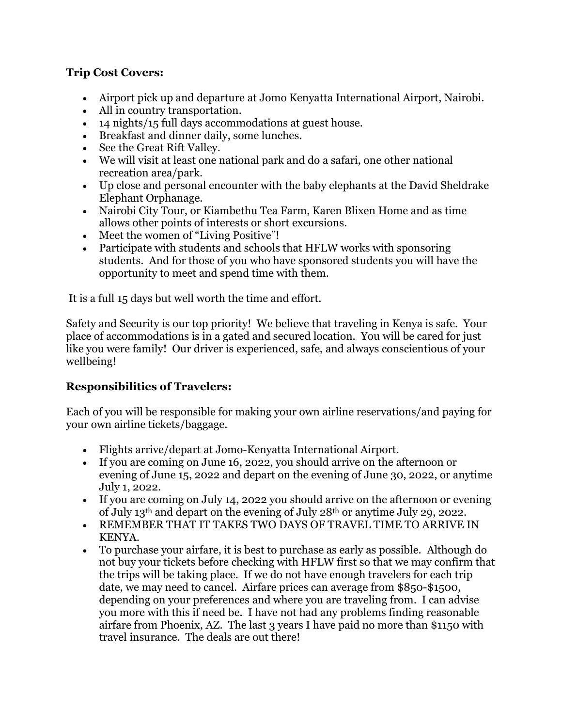**Trip Cost Covers:**

- Airport pick up and departure at Jomo Kenyatta International Airport, Nairobi.
- All in country transportation.
- 14 nights/15 full days accommodations at guest house.
- Breakfast and dinner daily, some lunches.
- See the Great Rift Valley.
- We will visit at least one national park and do a safari, one other national recreation area/park.
- Up close and personal encounter with the baby elephants at the David Sheldrake Elephant Orphanage.
- Nairobi City Tour, or Kiambethu Tea Farm, Karen Blixen Home and as time allows other points of interests or short excursions.
- Meet the women of "Living Positive"!
- Participate with students and schools that HFLW works with sponsoring students. And for those of you who have sponsored students you will have the opportunity to meet and spend time with them.

It is a full 15 days but well worth the time and effort.

Safety and Security is our top priority! We believe that traveling in Kenya is safe. Your place of accommodations is in a gated and secured location. You will be cared for just like you were family! Our driver is experienced, safe, and always conscientious of your wellbeing!

**Responsibilities of Travelers:**

Each of you will be responsible for making your own airline reservations/and paying for your own airline tickets/baggage.

- Flights arrive/depart at Jomo-Kenyatta International Airport.
- If you are coming on June 16, 2022, you should arrive on the afternoon or evening of June 15, 2022 and depart on the evening of June 30, 2022, or anytime July 1, 2022.
- If you are coming on July 14, 2022 you should arrive on the afternoon or evening of July 13th and depart on the evening of July 28th or anytime July 29, 2022.
- REMEMBER THAT IT TAKES TWO DAYS OF TRAVEL TIME TO ARRIVE IN KENYA.
- To purchase your airfare, it is best to purchase as early as possible. Although do not buy your tickets before checking with HFLW first so that we may confirm that the trips will be taking place. If we do not have enough travelers for each trip date, we may need to cancel. Airfare prices can average from $850-$1500, depending on your preferences and where you are traveling from. I can advise you more with this if need be. I have not had any problems finding reasonable airfare from Phoenix, AZ. The last 3 years I have paid no more than $1150 with travel insurance. The deals are out there!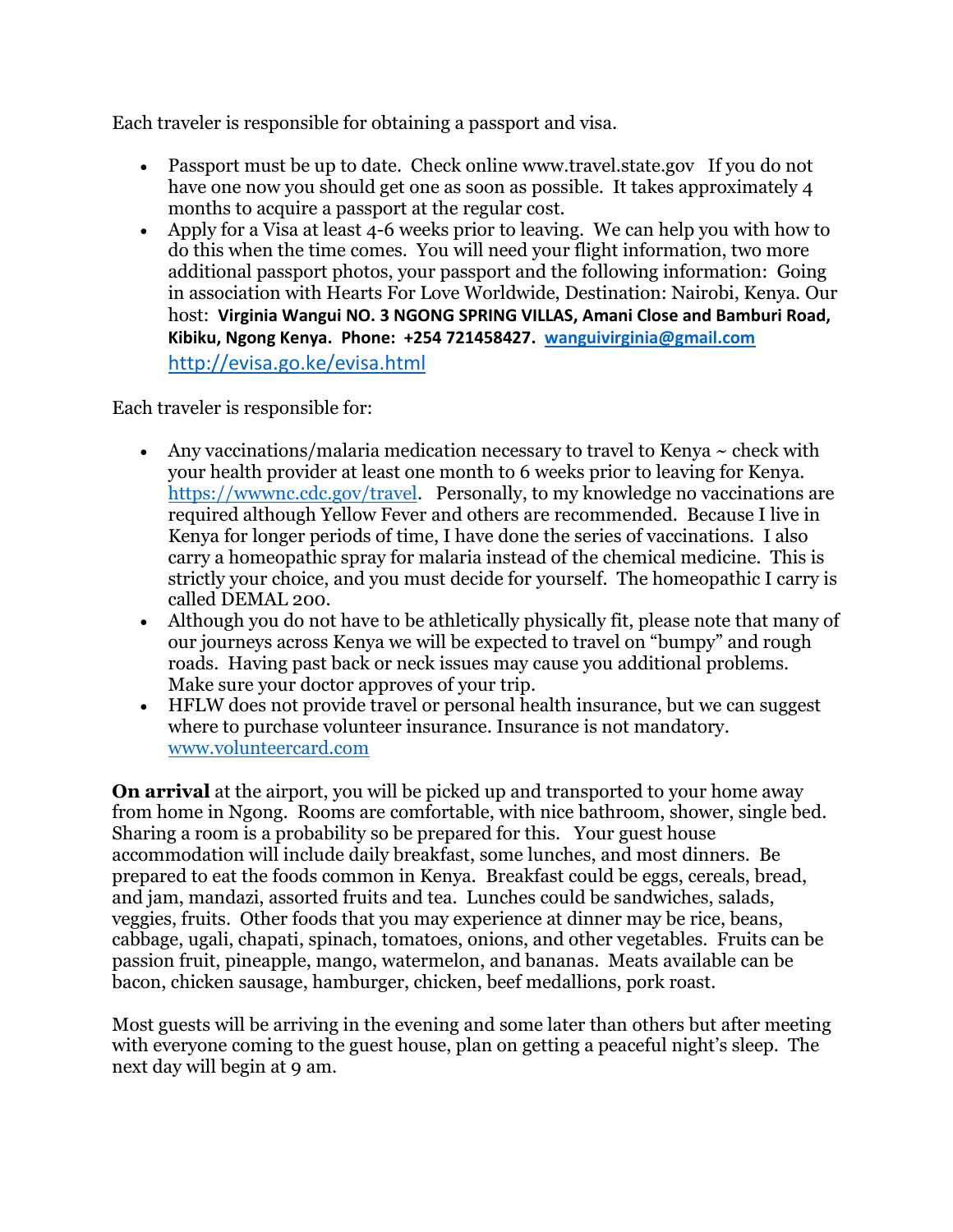Each traveler is responsible for obtaining a passport and visa.

- Passport must be up to date. Check online www.travel.state.gov If you do not have one now you should get one as soon as possible. It takes approximately 4 months to acquire a passport at the regular cost.
- Apply for a Visa at least 4-6 weeks prior to leaving. We can help you with how to do this when the time comes. You will need your flight information, two more additional passport photos, your passport and the following information: Going in association with Hearts For Love Worldwide, Destination: Nairobi, Kenya. Our host: **Virginia Wangui NO. 3 NGONG SPRING VILLAS, Amani Close and Bamburi Road, Kibiku, Ngong Kenya. Phone: +254 721458427. wanguivirginia@gmail.com** http://evisa.go.ke/evisa.html

Each traveler is responsible for:

- Any vaccinations/malaria medication necessary to travel to Kenya ~ check with your health provider at least one month to 6 weeks prior to leaving for Kenya. https://wwwnc.cdc.gov/travel. Personally, to my knowledge no vaccinations are required although Yellow Fever and others are recommended. Because I live in Kenya for longer periods of time, I have done the series of vaccinations. I also carry a homeopathic spray for malaria instead of the chemical medicine. This is strictly your choice, and you must decide for yourself. The homeopathic I carry is called DEMAL 200.
- Although you do not have to be athletically physically fit, please note that many of our journeys across Kenya we will be expected to travel on "bumpy" and rough roads. Having past back or neck issues may cause you additional problems. Make sure your doctor approves of your trip.
- HFLW does not provide travel or personal health insurance, but we can suggest where to purchase volunteer insurance. Insurance is not mandatory. www.volunteercard.com

**On arrival** at the airport, you will be picked up and transported to your home away from home in Ngong. Rooms are comfortable, with nice bathroom, shower, single bed. Sharing a room is a probability so be prepared for this. Your guest house accommodation will include daily breakfast, some lunches, and most dinners. Be prepared to eat the foods common in Kenya. Breakfast could be eggs, cereals, bread, and jam, mandazi, assorted fruits and tea. Lunches could be sandwiches, salads, veggies, fruits. Other foods that you may experience at dinner may be rice, beans, cabbage, ugali, chapati, spinach, tomatoes, onions, and other vegetables. Fruits can be passion fruit, pineapple, mango, watermelon, and bananas. Meats available can be bacon, chicken sausage, hamburger, chicken, beef medallions, pork roast.

Most guests will be arriving in the evening and some later than others but after meeting with everyone coming to the guest house, plan on getting a peaceful night's sleep. The next day will begin at 9 am.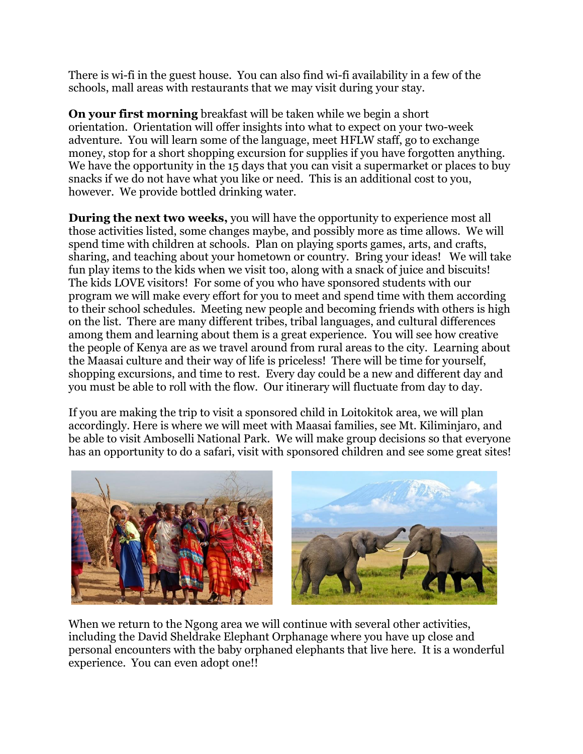There is wi-fi in the guest house. You can also find wi-fi availability in a few of the schools, mall areas with restaurants that we may visit during your stay.

**On your first morning** breakfast will be taken while we begin a short orientation. Orientation will offer insights into what to expect on your two-week adventure. You will learn some of the language, meet HFLW staff, go to exchange money, stop for a short shopping excursion for supplies if you have forgotten anything. We have the opportunity in the 15 days that you can visit a supermarket or places to buy snacks if we do not have what you like or need. This is an additional cost to you, however. We provide bottled drinking water.

**During the next two weeks,** you will have the opportunity to experience most all those activities listed, some changes maybe, and possibly more as time allows. We will spend time with children at schools. Plan on playing sports games, arts, and crafts, sharing, and teaching about your hometown or country. Bring your ideas! We will take fun play items to the kids when we visit too, along with a snack of juice and biscuits! The kids LOVE visitors! For some of you who have sponsored students with our program we will make every effort for you to meet and spend time with them according to their school schedules. Meeting new people and becoming friends with others is high on the list. There are many different tribes, tribal languages, and cultural differences among them and learning about them is a great experience. You will see how creative the people of Kenya are as we travel around from rural areas to the city. Learning about the Maasai culture and their way of life is priceless! There will be time for yourself, shopping excursions, and time to rest. Every day could be a new and different day and you must be able to roll with the flow. Our itinerary will fluctuate from day to day.

If you are making the trip to visit a sponsored child in Loitokitok area, we will plan accordingly. Here is where we will meet with Maasai families, see Mt. Kiliminjaro, and be able to visit Amboselli National Park. We will make group decisions so that everyone has an opportunity to do a safari, visit with sponsored children and see some great sites!

When we return to the Ngong area we will continue with several other activities, including the David Sheldrake Elephant Orphanage where you have up close and personal encounters with the baby orphaned elephants that live here. It is a wonderful experience. You can even adopt one!!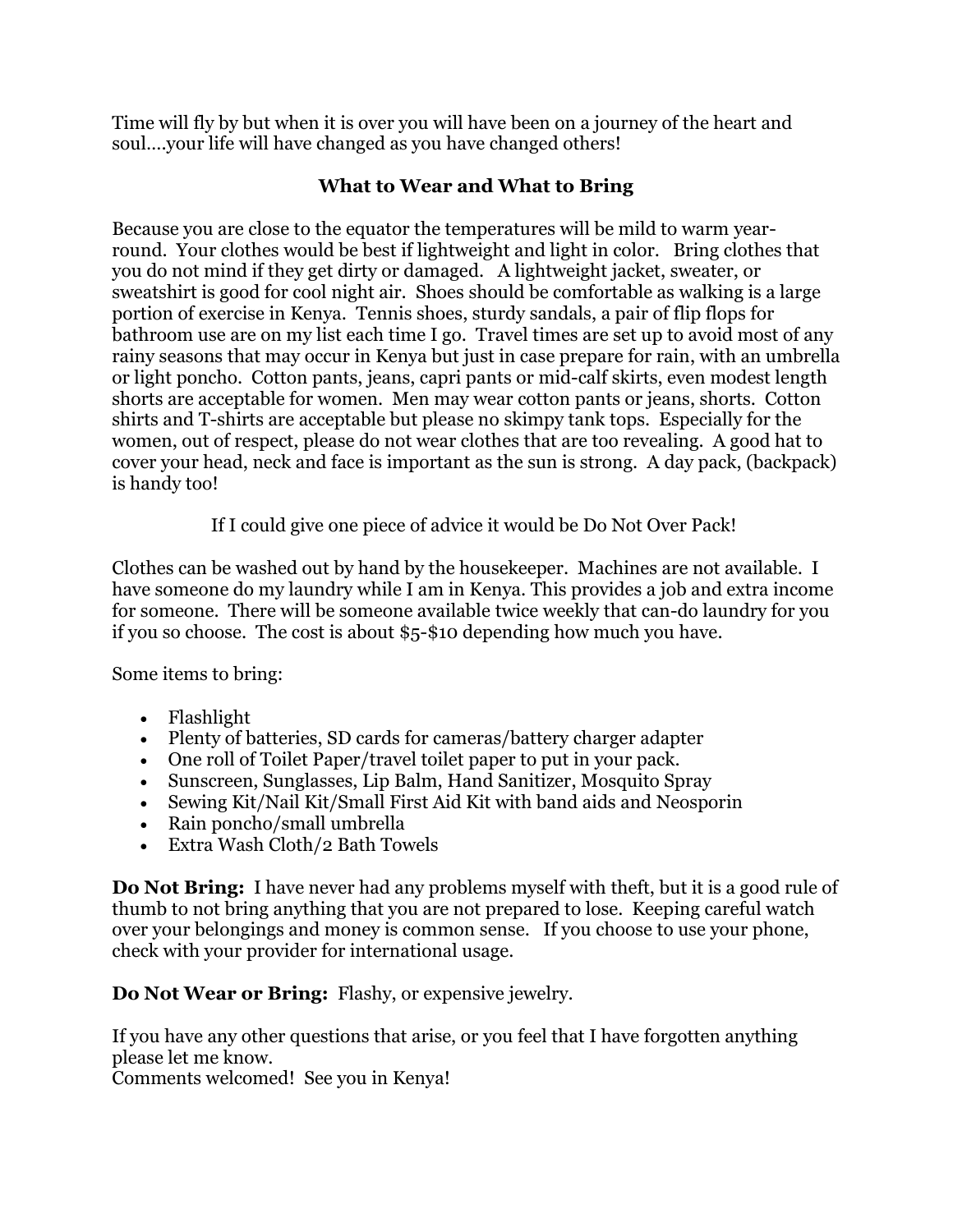Time will fly by but when it is over you will have been on a journey of the heart and soul….your life will have changed as you have changed others!

## What to Wear and What to Bring

Because you are close to the equator the temperatures will be mild to warm year-round. Your clothes would be best if lightweight and light in color. Bring clothes that you do not mind if they get dirty or damaged. A lightweight jacket, sweater, or sweatshirt is good for cool night air. Shoes should be comfortable as walking is a large portion of exercise in Kenya. Tennis shoes, sturdy sandals, a pair of flip flops for bathroom use are on my list each time I go. Travel times are set up to avoid most of any rainy seasons that may occur in Kenya but just in case prepare for rain, with an umbrella or light poncho. Cotton pants, jeans, capri pants or mid-calf skirts, even modest length shorts are acceptable for women. Men may wear cotton pants or jeans, shorts. Cotton shirts and T-shirts are acceptable but please no skimpy tank tops. Especially for the women, out of respect, please do not wear clothes that are too revealing. A good hat to cover your head, neck and face is important as the sun is strong. A day pack, (backpack) is handy too!

If I could give one piece of advice it would be Do Not Over Pack!

Clothes can be washed out by hand by the housekeeper. Machines are not available. I have someone do my laundry while I am in Kenya. This provides a job and extra income for someone. There will be someone available twice weekly that can-do laundry for you if you so choose. The cost is about $5-$10 depending how much you have.

Some items to bring:

- Flashlight
- Plenty of batteries, SD cards for cameras/battery charger adapter
- One roll of Toilet Paper/travel toilet paper to put in your pack.
- Sunscreen, Sunglasses, Lip Balm, Hand Sanitizer, Mosquito Spray
- Sewing Kit/Nail Kit/Small First Aid Kit with band aids and Neosporin
- Rain poncho/small umbrella
- Extra Wash Cloth/2 Bath Towels

**Do Not Bring:** I have never had any problems myself with theft, but it is a good rule of thumb to not bring anything that you are not prepared to lose. Keeping careful watch over your belongings and money is common sense. If you choose to use your phone, check with your provider for international usage.

**Do Not Wear or Bring:** Flashy, or expensive jewelry.

If you have any other questions that arise, or you feel that I have forgotten anything please let me know.
Comments welcomed! See you in Kenya!